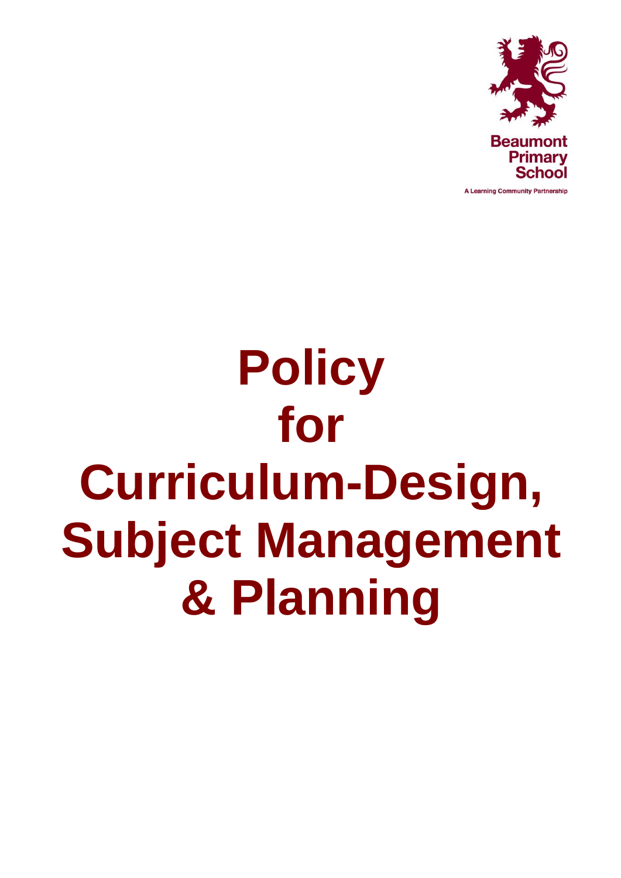Beaumont Primary School

A Learning Community Partnership

# Policy for Curriculum-Design, Subject Management & Planning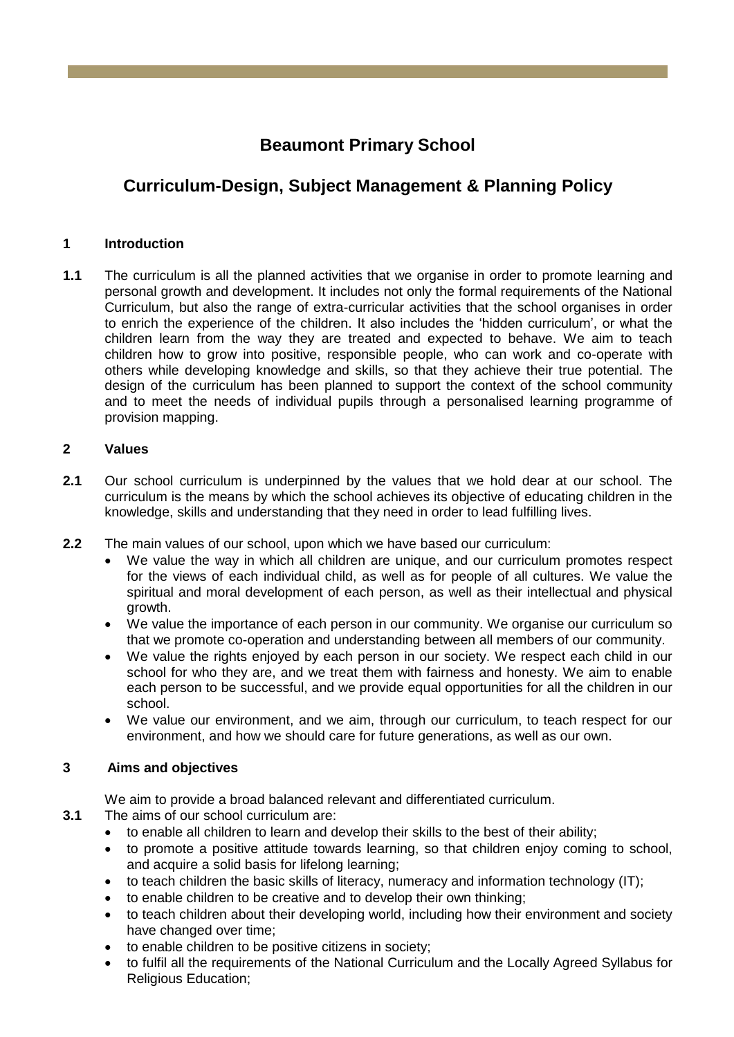# Beaumont Primary School

## Curriculum-Design, Subject Management & Planning Policy

### 1 Introduction

**1.1** The curriculum is all the planned activities that we organise in order to promote learning and personal growth and development. It includes not only the formal requirements of the National Curriculum, but also the range of extra-curricular activities that the school organises in order to enrich the experience of the children. It also includes the 'hidden curriculum', or what the children learn from the way they are treated and expected to behave. We aim to teach children how to grow into positive, responsible people, who can work and co-operate with others while developing knowledge and skills, so that they achieve their true potential. The design of the curriculum has been planned to support the context of the school community and to meet the needs of individual pupils through a personalised learning programme of provision mapping.

### 2 Values

**2.1** Our school curriculum is underpinned by the values that we hold dear at our school. The curriculum is the means by which the school achieves its objective of educating children in the knowledge, skills and understanding that they need in order to lead fulfilling lives.

**2.2** The main values of our school, upon which we have based our curriculum:

- We value the way in which all children are unique, and our curriculum promotes respect for the views of each individual child, as well as for people of all cultures. We value the spiritual and moral development of each person, as well as their intellectual and physical growth.
- We value the importance of each person in our community. We organise our curriculum so that we promote co-operation and understanding between all members of our community.
- We value the rights enjoyed by each person in our society. We respect each child in our school for who they are, and we treat them with fairness and honesty. We aim to enable each person to be successful, and we provide equal opportunities for all the children in our school.
- We value our environment, and we aim, through our curriculum, to teach respect for our environment, and how we should care for future generations, as well as our own.

### 3 Aims and objectives

We aim to provide a broad balanced relevant and differentiated curriculum.

**3.1** The aims of our school curriculum are:

- to enable all children to learn and develop their skills to the best of their ability;
- to promote a positive attitude towards learning, so that children enjoy coming to school, and acquire a solid basis for lifelong learning;
- to teach children the basic skills of literacy, numeracy and information technology (IT);
- to enable children to be creative and to develop their own thinking;
- to teach children about their developing world, including how their environment and society have changed over time;
- to enable children to be positive citizens in society;
- to fulfil all the requirements of the National Curriculum and the Locally Agreed Syllabus for Religious Education;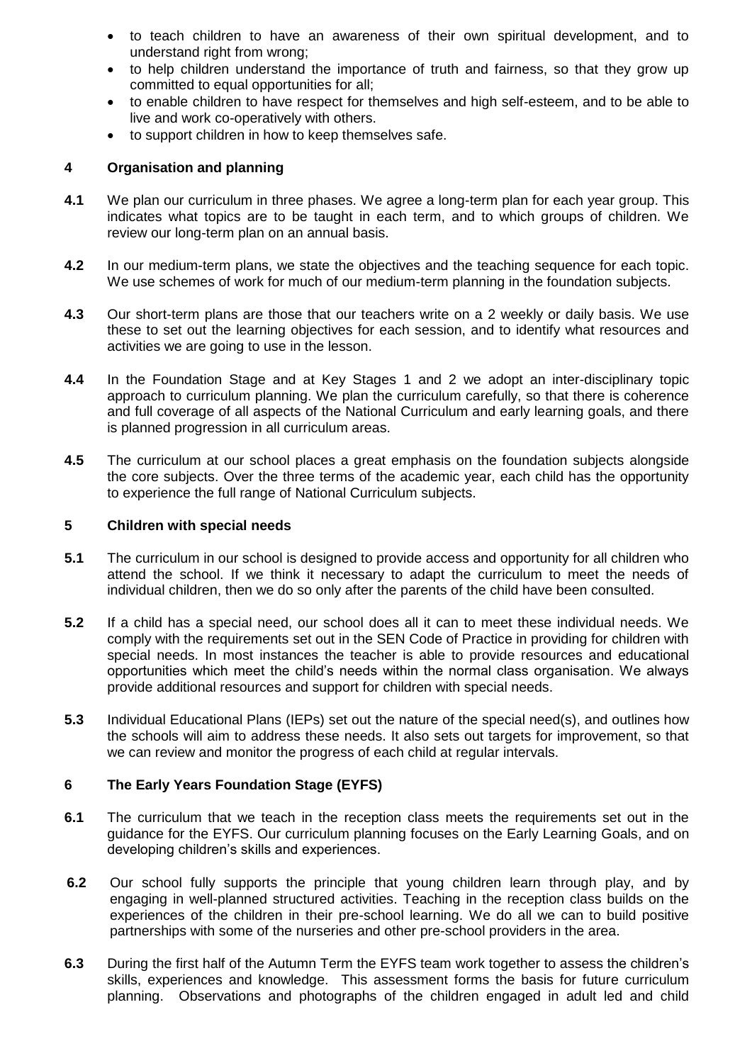- to teach children to have an awareness of their own spiritual development, and to understand right from wrong;
- to help children understand the importance of truth and fairness, so that they grow up committed to equal opportunities for all;
- to enable children to have respect for themselves and high self-esteem, and to be able to live and work co-operatively with others.
- to support children in how to keep themselves safe.

## 4 Organisation and planning

**4.1** We plan our curriculum in three phases. We agree a long-term plan for each year group. This indicates what topics are to be taught in each term, and to which groups of children. We review our long-term plan on an annual basis.

**4.2** In our medium-term plans, we state the objectives and the teaching sequence for each topic. We use schemes of work for much of our medium-term planning in the foundation subjects.

**4.3** Our short-term plans are those that our teachers write on a 2 weekly or daily basis. We use these to set out the learning objectives for each session, and to identify what resources and activities we are going to use in the lesson.

**4.4** In the Foundation Stage and at Key Stages 1 and 2 we adopt an inter-disciplinary topic approach to curriculum planning. We plan the curriculum carefully, so that there is coherence and full coverage of all aspects of the National Curriculum and early learning goals, and there is planned progression in all curriculum areas.

**4.5** The curriculum at our school places a great emphasis on the foundation subjects alongside the core subjects. Over the three terms of the academic year, each child has the opportunity to experience the full range of National Curriculum subjects.

## 5 Children with special needs

**5.1** The curriculum in our school is designed to provide access and opportunity for all children who attend the school. If we think it necessary to adapt the curriculum to meet the needs of individual children, then we do so only after the parents of the child have been consulted.

**5.2** If a child has a special need, our school does all it can to meet these individual needs. We comply with the requirements set out in the SEN Code of Practice in providing for children with special needs. In most instances the teacher is able to provide resources and educational opportunities which meet the child's needs within the normal class organisation. We always provide additional resources and support for children with special needs.

**5.3** Individual Educational Plans (IEPs) set out the nature of the special need(s), and outlines how the schools will aim to address these needs. It also sets out targets for improvement, so that we can review and monitor the progress of each child at regular intervals.

## 6 The Early Years Foundation Stage (EYFS)

**6.1** The curriculum that we teach in the reception class meets the requirements set out in the guidance for the EYFS. Our curriculum planning focuses on the Early Learning Goals, and on developing children's skills and experiences.

**6.2** Our school fully supports the principle that young children learn through play, and by engaging in well-planned structured activities. Teaching in the reception class builds on the experiences of the children in their pre-school learning. We do all we can to build positive partnerships with some of the nurseries and other pre-school providers in the area.

**6.3** During the first half of the Autumn Term the EYFS team work together to assess the children's skills, experiences and knowledge. This assessment forms the basis for future curriculum planning. Observations and photographs of the children engaged in adult led and child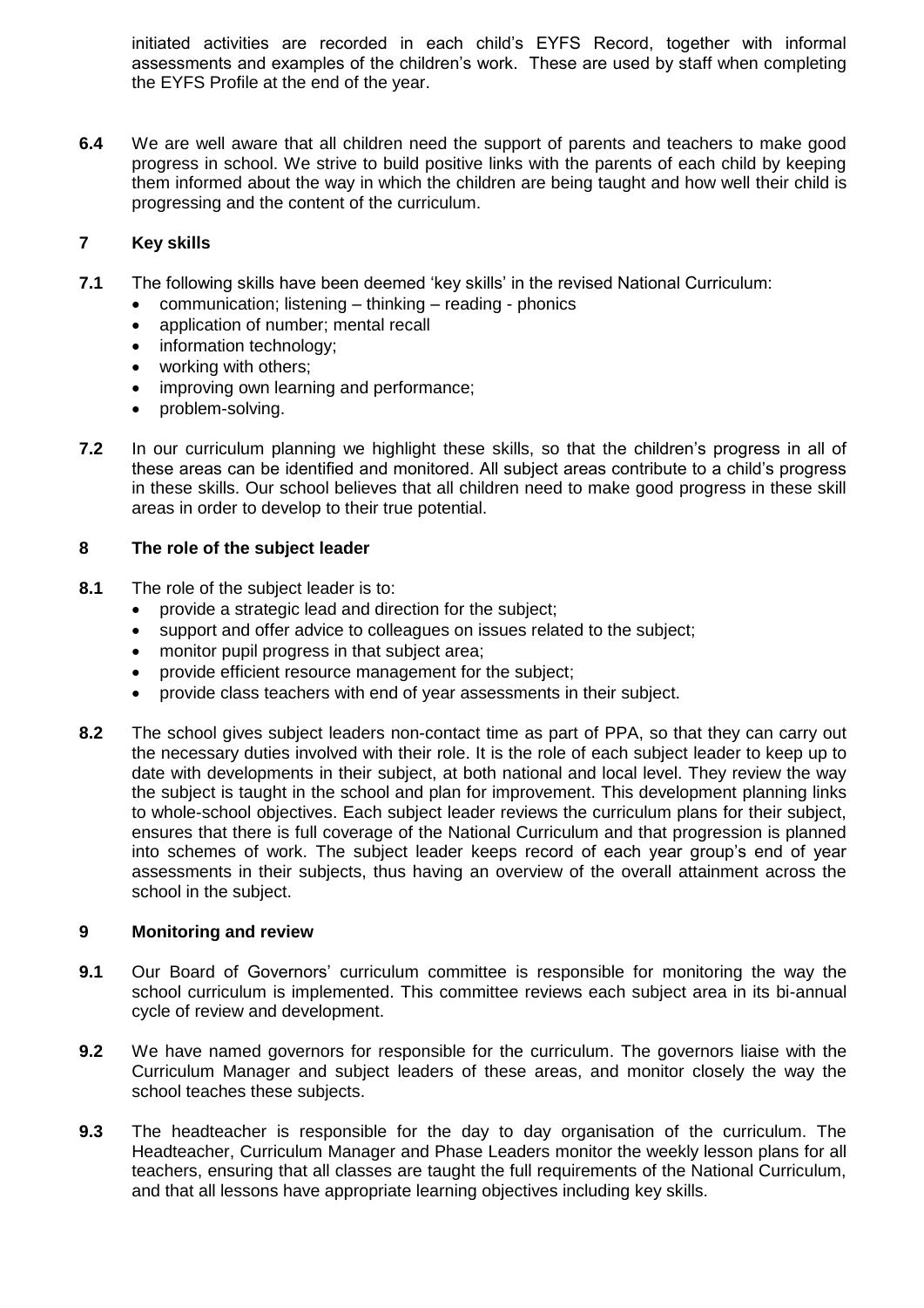initiated activities are recorded in each child's EYFS Record, together with informal assessments and examples of the children's work. These are used by staff when completing the EYFS Profile at the end of the year.

**6.4** We are well aware that all children need the support of parents and teachers to make good progress in school. We strive to build positive links with the parents of each child by keeping them informed about the way in which the children are being taught and how well their child is progressing and the content of the curriculum.

## 7 Key skills

**7.1** The following skills have been deemed 'key skills' in the revised National Curriculum:

- communication; listening – thinking – reading - phonics
- application of number; mental recall
- information technology;
- working with others;
- improving own learning and performance;
- problem-solving.

**7.2** In our curriculum planning we highlight these skills, so that the children's progress in all of these areas can be identified and monitored. All subject areas contribute to a child's progress in these skills. Our school believes that all children need to make good progress in these skill areas in order to develop to their true potential.

## 8 The role of the subject leader

**8.1** The role of the subject leader is to:

- provide a strategic lead and direction for the subject;
- support and offer advice to colleagues on issues related to the subject;
- monitor pupil progress in that subject area;
- provide efficient resource management for the subject;
- provide class teachers with end of year assessments in their subject.

**8.2** The school gives subject leaders non-contact time as part of PPA, so that they can carry out the necessary duties involved with their role. It is the role of each subject leader to keep up to date with developments in their subject, at both national and local level. They review the way the subject is taught in the school and plan for improvement. This development planning links to whole-school objectives. Each subject leader reviews the curriculum plans for their subject, ensures that there is full coverage of the National Curriculum and that progression is planned into schemes of work. The subject leader keeps record of each year group's end of year assessments in their subjects, thus having an overview of the overall attainment across the school in the subject.

## 9 Monitoring and review

**9.1** Our Board of Governors' curriculum committee is responsible for monitoring the way the school curriculum is implemented. This committee reviews each subject area in its bi-annual cycle of review and development.

**9.2** We have named governors for responsible for the curriculum. The governors liaise with the Curriculum Manager and subject leaders of these areas, and monitor closely the way the school teaches these subjects.

**9.3** The headteacher is responsible for the day to day organisation of the curriculum. The Headteacher, Curriculum Manager and Phase Leaders monitor the weekly lesson plans for all teachers, ensuring that all classes are taught the full requirements of the National Curriculum, and that all lessons have appropriate learning objectives including key skills.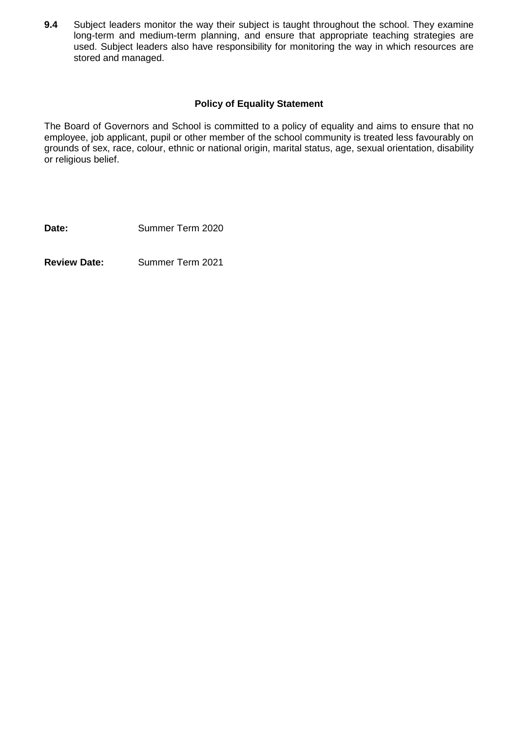**9.4** Subject leaders monitor the way their subject is taught throughout the school. They examine long-term and medium-term planning, and ensure that appropriate teaching strategies are used. Subject leaders also have responsibility for monitoring the way in which resources are stored and managed.

## Policy of Equality Statement

The Board of Governors and School is committed to a policy of equality and aims to ensure that no employee, job applicant, pupil or other member of the school community is treated less favourably on grounds of sex, race, colour, ethnic or national origin, marital status, age, sexual orientation, disability or religious belief.

**Date:** Summer Term 2020

**Review Date:** Summer Term 2021